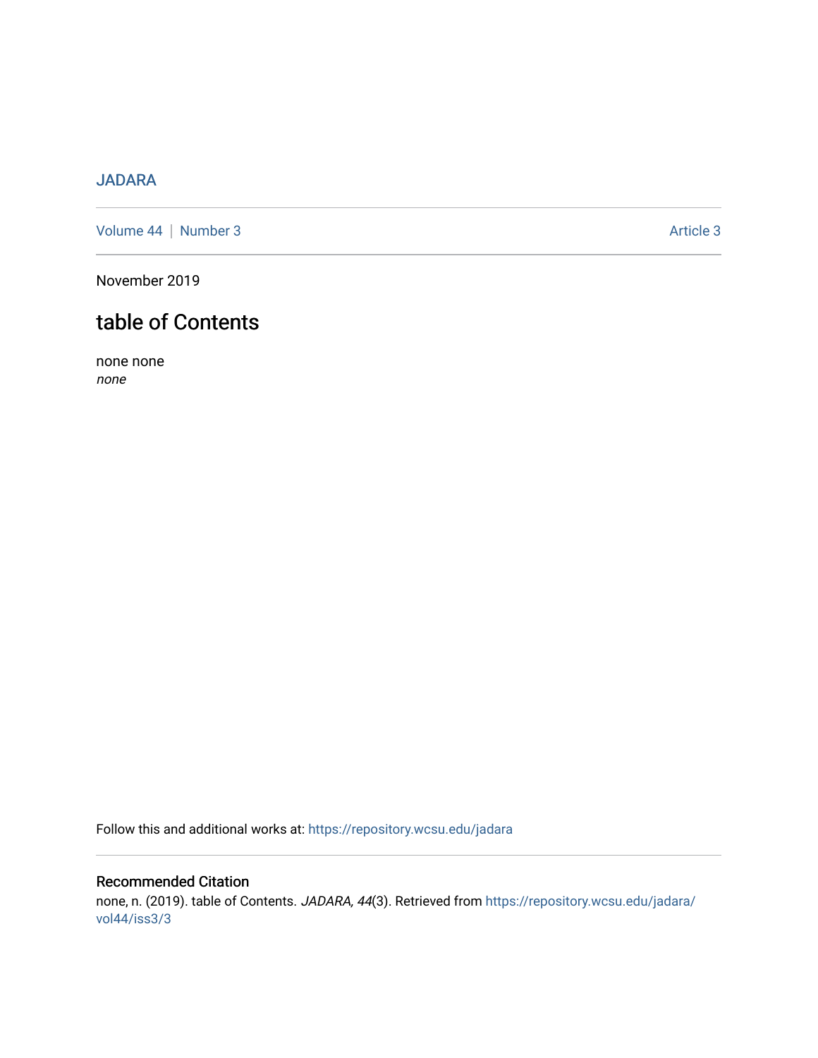JADARA

Volume 44 | Number 3 Article 3

November 2019

# table of Contents

none none

*none*

Follow this and additional works at: https://repository.wcsu.edu/jadara

## Recommended Citation

none, n. (2019). table of Contents. *JADARA, 44*(3). Retrieved from https://repository.wcsu.edu/jadara/vol44/iss3/3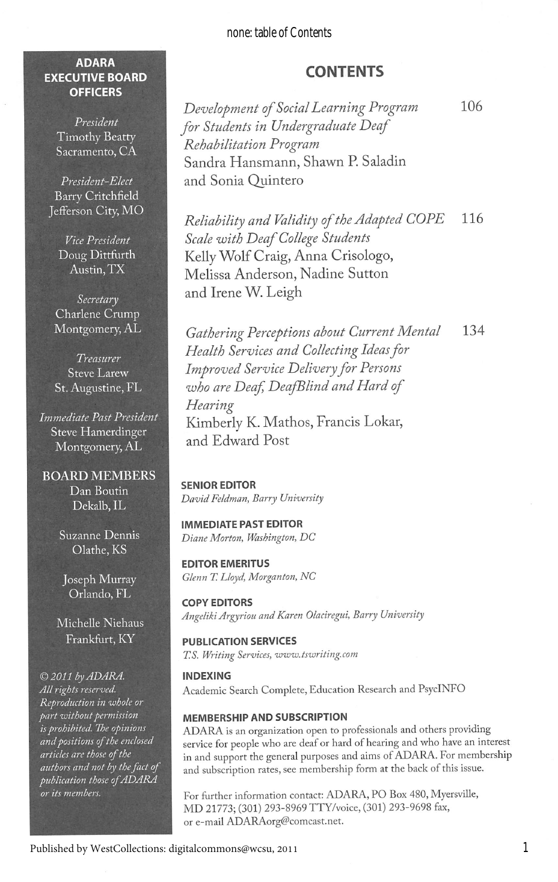## ADARA EXECUTIVE BOARD OFFICERS

*President*
Timothy Beatty
Sacramento, CA

*President-Elect*
Barry Critchfield
Jefferson City, MO

*Vice President*
Doug Dittfurth
Austin, TX

*Secretary*
Charlene Crump
Montgomery, AL

*Treasurer*
Steve Larew
St. Augustine, FL

*Immediate Past President*
Steve Hamerdinger
Montgomery, AL

## BOARD MEMBERS

Dan Boutin
Dekalb, IL

Suzanne Dennis
Olathe, KS

Joseph Murray
Orlando, FL

Michelle Niehaus
Frankfurt, KY

*© 2011 by ADARA. All rights reserved. Reproduction in whole or part without permission is prohibited. The opinions and positions of the enclosed articles are those of the authors and not by the fact of publication those of ADARA or its members.*

# CONTENTS

*Development of Social Learning Program for Students in Undergraduate Deaf Rehabilitation Program* — 106
Sandra Hansmann, Shawn P. Saladin and Sonia Quintero

*Reliability and Validity of the Adapted COPE Scale with Deaf College Students* — 116
Kelly Wolf Craig, Anna Crisologo, Melissa Anderson, Nadine Sutton and Irene W. Leigh

*Gathering Perceptions about Current Mental Health Services and Collecting Ideas for Improved Service Delivery for Persons who are Deaf, DeafBlind and Hard of Hearing* — 134
Kimberly K. Mathos, Francis Lokar, and Edward Post

**SENIOR EDITOR**
*David Feldman, Barry University*

**IMMEDIATE PAST EDITOR**
*Diane Morton, Washington, DC*

**EDITOR EMERITUS**
*Glenn T. Lloyd, Morganton, NC*

**COPY EDITORS**
*Angeliki Argyriou and Karen Olaciregui, Barry University*

**PUBLICATION SERVICES**
*T.S. Writing Services, www.tswriting.com*

**INDEXING**
Academic Search Complete, Education Research and PsycINFO

**MEMBERSHIP AND SUBSCRIPTION**
ADARA is an organization open to professionals and others providing service for people who are deaf or hard of hearing and who have an interest in and support the general purposes and aims of ADARA. For membership and subscription rates, see membership form at the back of this issue.

For further information contact: ADARA, PO Box 480, Myersville, MD 21773; (301) 293-8969 TTY/voice, (301) 293-9698 fax, or e-mail ADARAorg@comcast.net.